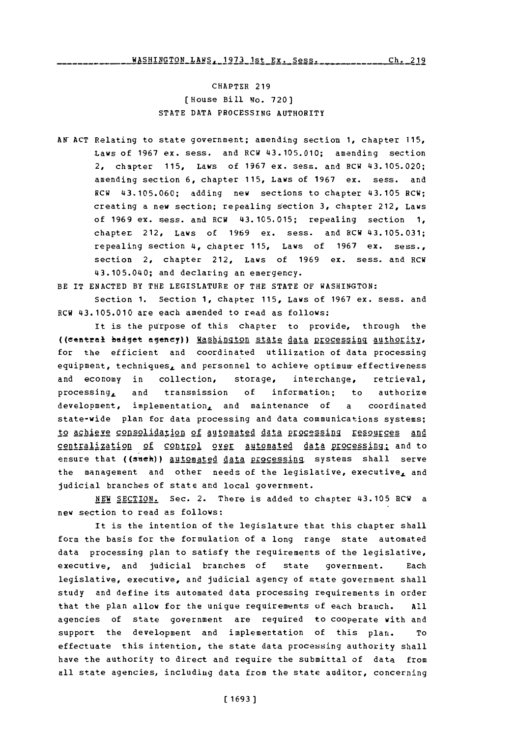# CHAPTER 219

## [House Bill No. 720]

## STATE DATA PROCESSING AUTHORITY

AN ACT Relating to state government; amending section 1, chapter 115, Laws of 1967 ex. sess. and RCW 43.105.010; amending section 2, chapter 115, Laws of 1967 ex. sess. and RCW 43.105.020; amending section 6, chapter 115, Laws of 1967 ex. sess. and RCW 43.105.060; adding new sections to chapter 43.105 RCW; creating a new section; repealing section 3, chapter 212, Laws of 1969 ex. sess. and RCW 43.105.015; repealing section 1, chapter 212, Laws of 1969 ex. sess. and RCW 43.105.031; repealing section 4, chapter 115, Laws of 1967 ex. sess., section 2, chapter 212, Laws of 1969 ex. sess. and RCW 43.105.040; and declaring an emergency.

BE IT ENACTED BY THE LEGISLATURE OF THE STATE OF WASHINGTON:

Section 1. Section 1, chapter 115, Laws of 1967 ex. sess. and RCW 43.105.010 are each amended to read as follows:

It is the purpose of this chapter to provide, through the ((central budget agency)) Washington state data processing authority, for the efficient and coordinated utilization of data processing equipment, techniques, and personnel to achieve optimum effectiveness and economy in collection, storage, interchange, retrieval, processing, and transmission of information; to authorize development, implementation, and maintenance of a coordinated state-wide plan for data processing and data communications systems; to achieve consolidation of automated data processing resources and centralization of control over automated data processing; and to ensure that ((such)) automated data processing systems shall serve the management and other needs of the legislative, executive, and judicial branches of state and local government.

NEW SECTION. Sec. 2. There is added to chapter 43.105 RCW a new section to read as follows:

It is the intention of the legislature that this chapter shall form the basis for the formulation of a long range state automated data processing plan to satisfy the requirements of the legislative, executive, and judicial branches of state government. Each legislative, executive, and judicial agency of state government shall study and define its automated data processing requirements in order that the plan allow for the unique requirements of each branch. All agencies of state government are required to cooperate with and support the development and implementation of this plan. To effectuate this intention, the state data processing authority shall have the authority to direct and require the submittal of data from all state agencies, including data from the state auditor, concerning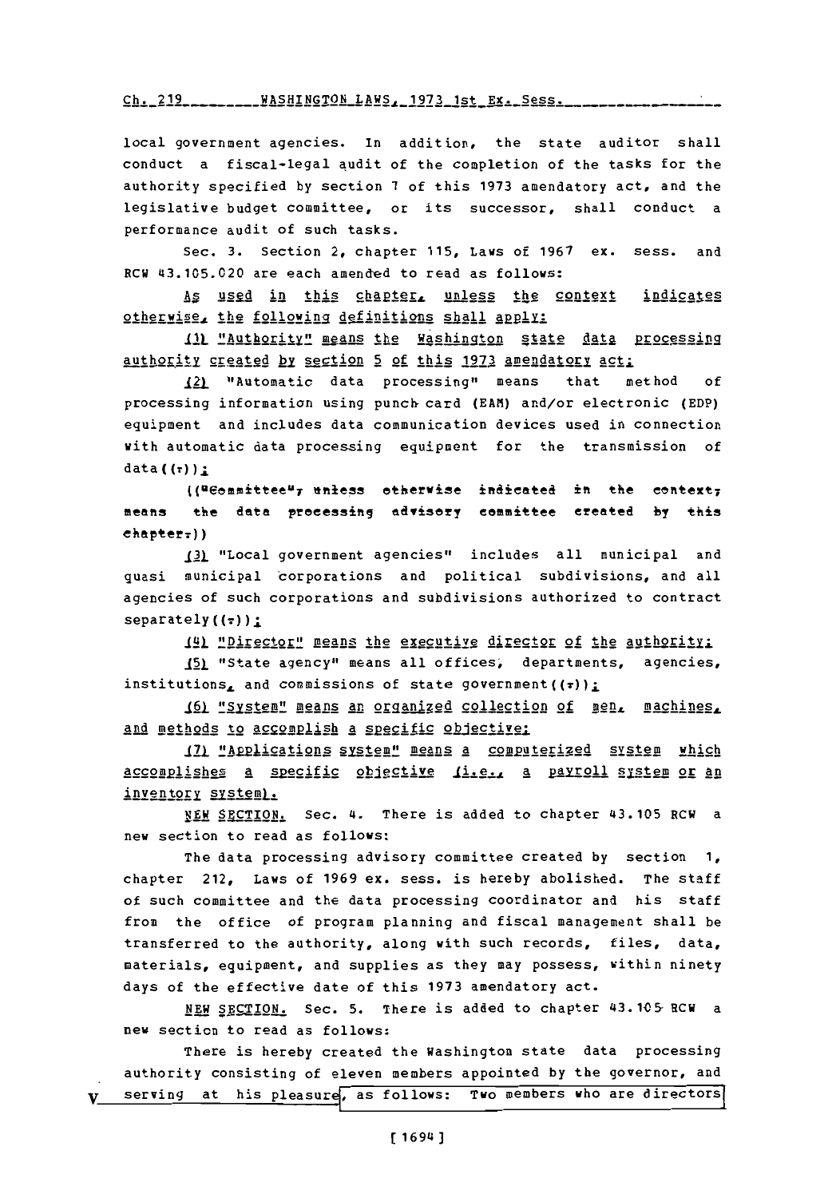local government agencies. In addition, the state auditor shall conduct a fiscal-legal audit of the completion of the tasks for the authority specified by section 7 of this 1973 amendatory act, and the legislative budget committee, or its successor, shall conduct a performance audit of such tasks.

Sec. 3. Section 2, chapter 115, Laws of 1967 ex. sess. and RCW 43.105.020 are each amended to read as follows:

As used in this chapter, unless the context indicates otherwise, the following definitions shall apply:

(1) "Authority" means the Washington state data processing authority created by section 5 of this 1973 amendatory act;

(2) "Automatic data processing" means that method of processing information using punch card (EAM) and/or electronic (EDP) equipment and includes data communication devices used in connection with automatic data processing equipment for the transmission of data((,));

(("Committee", unless otherwise indicated in the context, means the data processing advisory committee created by this chapter.))

(3) "Local government agencies" includes all municipal and quasi municipal corporations and political subdivisions, and all agencies of such corporations and subdivisions authorized to contract separately((.));

(4) "Director" means the executive director of the authority;

(5) "State agency" means all offices, departments, agencies, institutions, and commissions of state government((.));

(6) "System" means an organized collection of men, machines, and methods to accomplish a specific objective;

(7) "Applications system" means a computerized system which accomplishes a specific objective (i.e., a payroll system or an inventory system).

NEW SECTION. Sec. 4. There is added to chapter 43.105 RCW a new section to read as follows:

The data processing advisory committee created by section 1, chapter 212, Laws of 1969 ex. sess. is hereby abolished. The staff of such committee and the data processing coordinator and his staff from the office of program planning and fiscal management shall be transferred to the authority, along with such records, files, data, materials, equipment, and supplies as they may possess, within ninety days of the effective date of this 1973 amendatory act.

NEW SECTION. Sec. 5. There is added to chapter 43.105 RCW a new section to read as follows:

There is hereby created the Washington state data processing authority consisting of eleven members appointed by the governor, and serving at his pleasure, as follows: Two members who are directors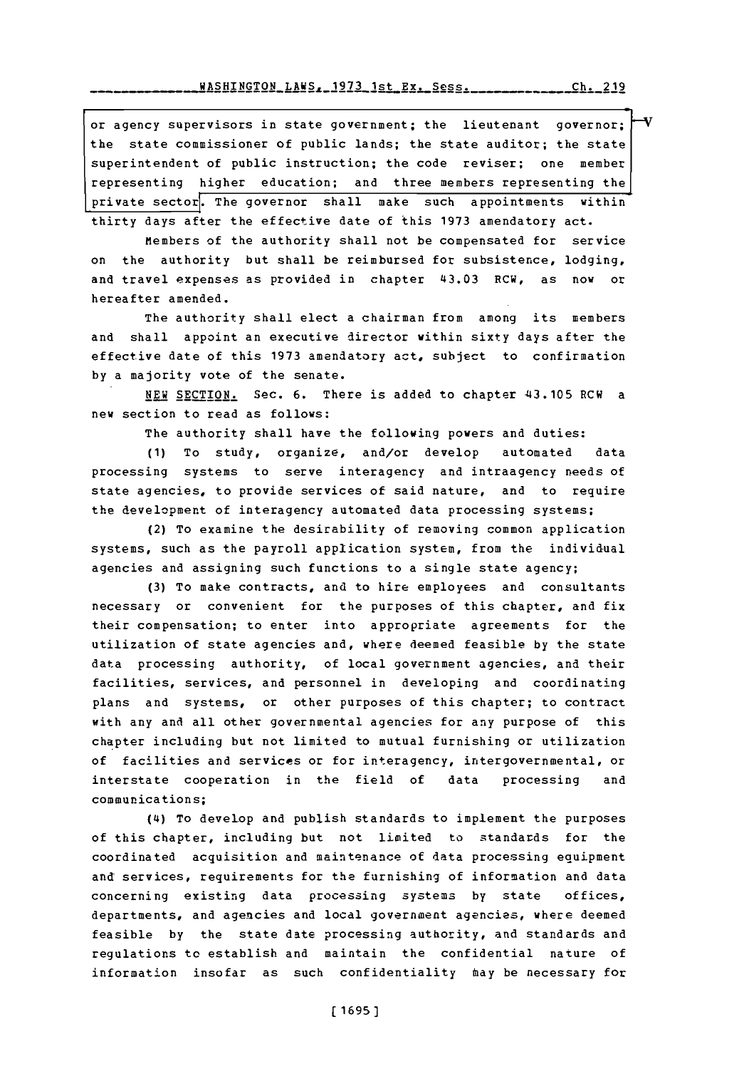or agency supervisors in state government; the lieutenant governor; the state commissioner of public lands; the state auditor; the state superintendent of public instruction; the code reviser; one member representing higher education; and three members representing the private sector. The governor shall make such appointments within thirty days after the effective date of this 1973 amendatory act.

Members of the authority shall not be compensated for service on the authority but shall be reimbursed for subsistence, lodging, and travel expenses as provided in chapter 43.03 RCW, as now or hereafter amended.

The authority shall elect a chairman from among its members and shall appoint an executive director within sixty days after the effective date of this 1973 amendatory act, subject to confirmation by a majority vote of the senate.

NEW SECTION. Sec. 6. There is added to chapter 43.105 RCW a new section to read as follows:

The authority shall have the following powers and duties:

(1) To study, organize, and/or develop automated data processing systems to serve interagency and intraagency needs of state agencies, to provide services of said nature, and to require the development of interagency automated data processing systems;

(2) To examine the desirability of removing common application systems, such as the payroll application system, from the individual agencies and assigning such functions to a single state agency;

(3) To make contracts, and to hire employees and consultants necessary or convenient for the purposes of this chapter, and fix their compensation; to enter into appropriate agreements for the utilization of state agencies and, where deemed feasible by the state data processing authority, of local government agencies, and their facilities, services, and personnel in developing and coordinating plans and systems, or other purposes of this chapter; to contract with any and all other governmental agencies for any purpose of this chapter including but not limited to mutual furnishing or utilization of facilities and services or for interagency, intergovernmental, or interstate cooperation in the field of data processing and communications;

(4) To develop and publish standards to implement the purposes of this chapter, including but not limited to standards for the coordinated acquisition and maintenance of data processing equipment and services, requirements for the furnishing of information and data concerning existing data processing systems by state offices, departments, and agencies and local government agencies, where deemed feasible by the state date processing authority, and standards and regulations to establish and maintain the confidential nature of information insofar as such confidentiality may be necessary for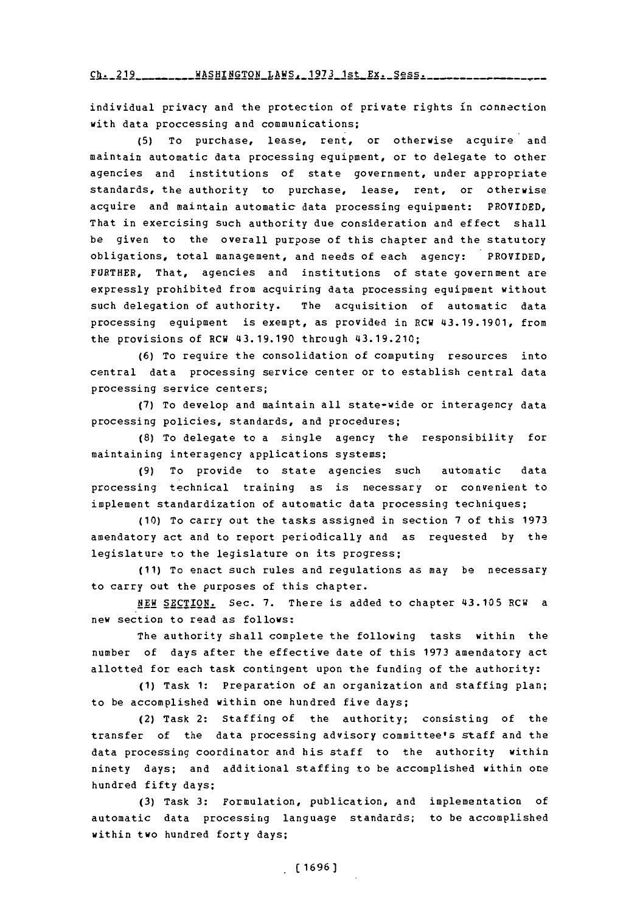individual privacy and the protection of private rights in connection with data proccessing and communications;

(5) To purchase, lease, rent, or otherwise acquire and maintain automatic data processing equipment, or to delegate to other agencies and institutions of state government, under appropriate standards, the authority to purchase, lease, rent, or otherwise acquire and maintain automatic data processing equipment: PROVIDED, That in exercising such authority due consideration and effect shall be given to the overall purpose of this chapter and the statutory obligations, total management, and needs of each agency: PROVIDED, FURTHER, That, agencies and institutions of state government are expressly prohibited from acquiring data processing equipment without such delegation of authority. The acquisition of automatic data processing equipment is exempt, as provided in RCW 43.19.1901, from the provisions of RCW 43.19.190 through 43.19.210;

(6) To require the consolidation of computing resources into central data processing service center or to establish central data processing service centers;

(7) To develop and maintain all state-wide or interagency data processing policies, standards, and procedures;

(8) To delegate to a single agency the responsibility for maintaining interagency applications systems;

(9) To provide to state agencies such automatic data processing technical training as is necessary or convenient to implement standardization of automatic data processing techniques;

(10) To carry out the tasks assigned in section 7 of this 1973 amendatory act and to report periodically and as requested by the legislature to the legislature on its progress;

(11) To enact such rules and regulations as may be necessary to carry out the purposes of this chapter.

NEW SECTION. Sec. 7. There is added to chapter 43.105 RCW a new section to read as follows:

The authority shall complete the following tasks within the number of days after the effective date of this 1973 amendatory act allotted for each task contingent upon the funding of the authority:

(1) Task 1: Preparation of an organization and staffing plan; to be accomplished within one hundred five days;

(2) Task 2: Staffing of the authority; consisting of the transfer of the data processing advisory committee's staff and the data processing coordinator and his staff to the authority within ninety days; and additional staffing to be accomplished within one hundred fifty days;

(3) Task 3: Formulation, publication, and implementation of automatic data processing language standards; to be accomplished within two hundred forty days;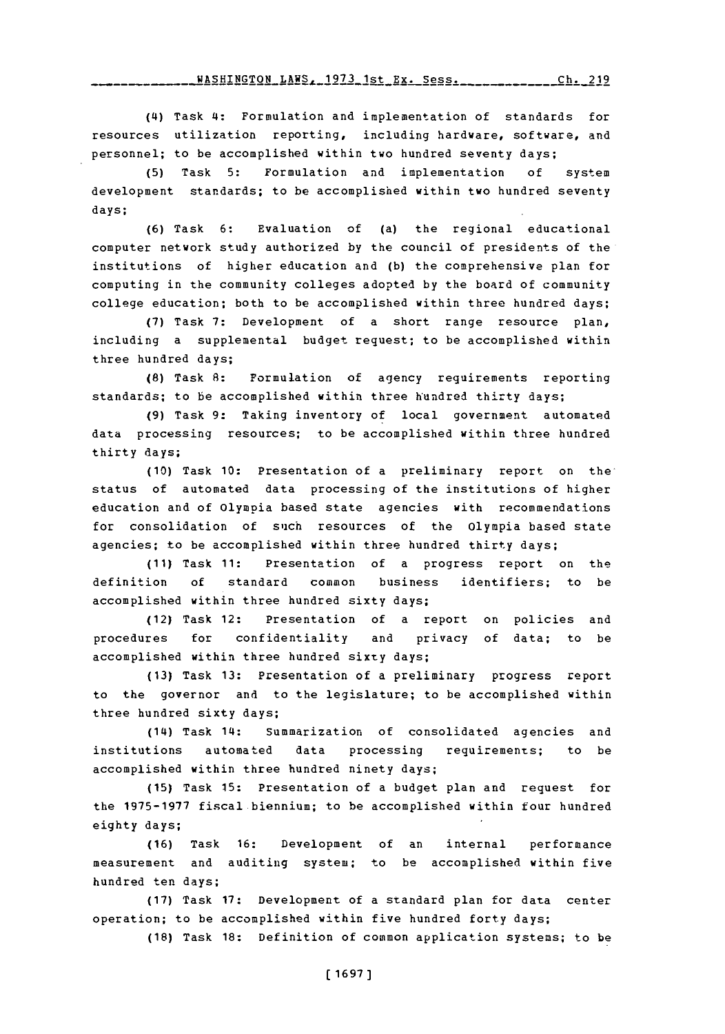(4) Task 4: Formulation and implementation of standards for resources utilization reporting, including hardware, software, and personnel; to be accomplished within two hundred seventy days;

(5) Task 5: Formulation and implementation of system development standards; to be accomplished within two hundred seventy days;

(6) Task 6: Evaluation of (a) the regional educational computer network study authorized by the council of presidents of the institutions of higher education and (b) the comprehensive plan for computing in the community colleges adopted by the board of community college education; both to be accomplished within three hundred days;

(7) Task 7: Development of a short range resource plan, including a supplemental budget request; to be accomplished within three hundred days;

(8) Task 8: Formulation of agency requirements reporting standards; to be accomplished within three hundred thirty days;

(9) Task 9: Taking inventory of local government automated data processing resources; to be accomplished within three hundred thirty days;

(10) Task 10: Presentation of a preliminary report on the status of automated data processing of the institutions of higher education and of Olympia based state agencies with recommendations for consolidation of such resources of the Olympia based state agencies; to be accomplished within three hundred thirty days;

(11) Task 11: Presentation of a progress report on the definition of standard common business identifiers; to be accomplished within three hundred sixty days;

(12) Task 12: Presentation of a report on policies and procedures for confidentiality and privacy of data; to be accomplished within three hundred sixty days;

(13) Task 13: Presentation of a preliminary progress report to the governor and to the legislature; to be accomplished within three hundred sixty days;

(14) Task 14: Summarization of consolidated agencies and institutions automated data processing requirements; to be accomplished within three hundred ninety days;

(15) Task 15: Presentation of a budget plan and request for the 1975-1977 fiscal biennium; to be accomplished within four hundred eighty days;

(16) Task 16: Development of an internal performance measurement and auditing system; to be accomplished within five hundred ten days;

(17) Task 17: Development of a standard plan for data center operation; to be accomplished within five hundred forty days;

(18) Task 18: Definition of common application systems; to be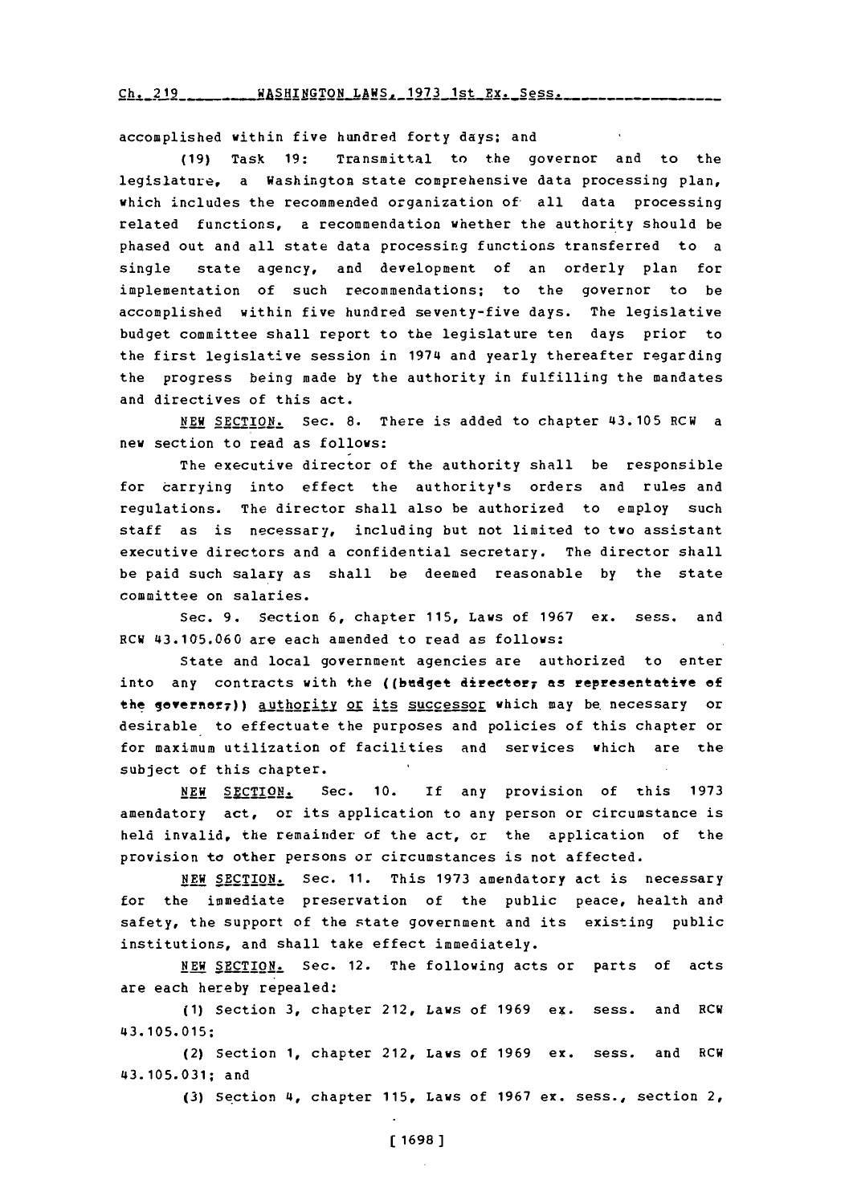accomplished within five hundred forty days; and

(19) Task 19: Transmittal to the governor and to the legislature, a Washington state comprehensive data processing plan, which includes the recommended organization of all data processing related functions, a recommendation whether the authority should be phased out and all state data processing functions transferred to a single state agency, and development of an orderly plan for implementation of such recommendations; to the governor to be accomplished within five hundred seventy-five days. The legislative budget committee shall report to the legislature ten days prior to the first legislative session in 1974 and yearly thereafter regarding the progress being made by the authority in fulfilling the mandates and directives of this act.

NEW SECTION. Sec. 8. There is added to chapter 43.105 RCW a new section to read as follows:

The executive director of the authority shall be responsible for carrying into effect the authority's orders and rules and regulations. The director shall also be authorized to employ such staff as is necessary, including but not limited to two assistant executive directors and a confidential secretary. The director shall be paid such salary as shall be deemed reasonable by the state committee on salaries.

Sec. 9. Section 6, chapter 115, Laws of 1967 ex. sess. and RCW 43.105.060 are each amended to read as follows:

State and local government agencies are authorized to enter into any contracts with the ((~~budget director, as representative of the governor,~~)) authority or its successor which may be necessary or desirable to effectuate the purposes and policies of this chapter or for maximum utilization of facilities and services which are the subject of this chapter.

NEW SECTION. Sec. 10. If any provision of this 1973 amendatory act, or its application to any person or circumstance is held invalid, the remainder of the act, or the application of the provision to other persons or circumstances is not affected.

NEW SECTION. Sec. 11. This 1973 amendatory act is necessary for the immediate preservation of the public peace, health and safety, the support of the state government and its existing public institutions, and shall take effect immediately.

NEW SECTION. Sec. 12. The following acts or parts of acts are each hereby repealed:

(1) Section 3, chapter 212, Laws of 1969 ex. sess. and RCW 43.105.015;

(2) Section 1, chapter 212, Laws of 1969 ex. sess. and RCW 43.105.031; and

(3) Section 4, chapter 115, Laws of 1967 ex. sess., section 2,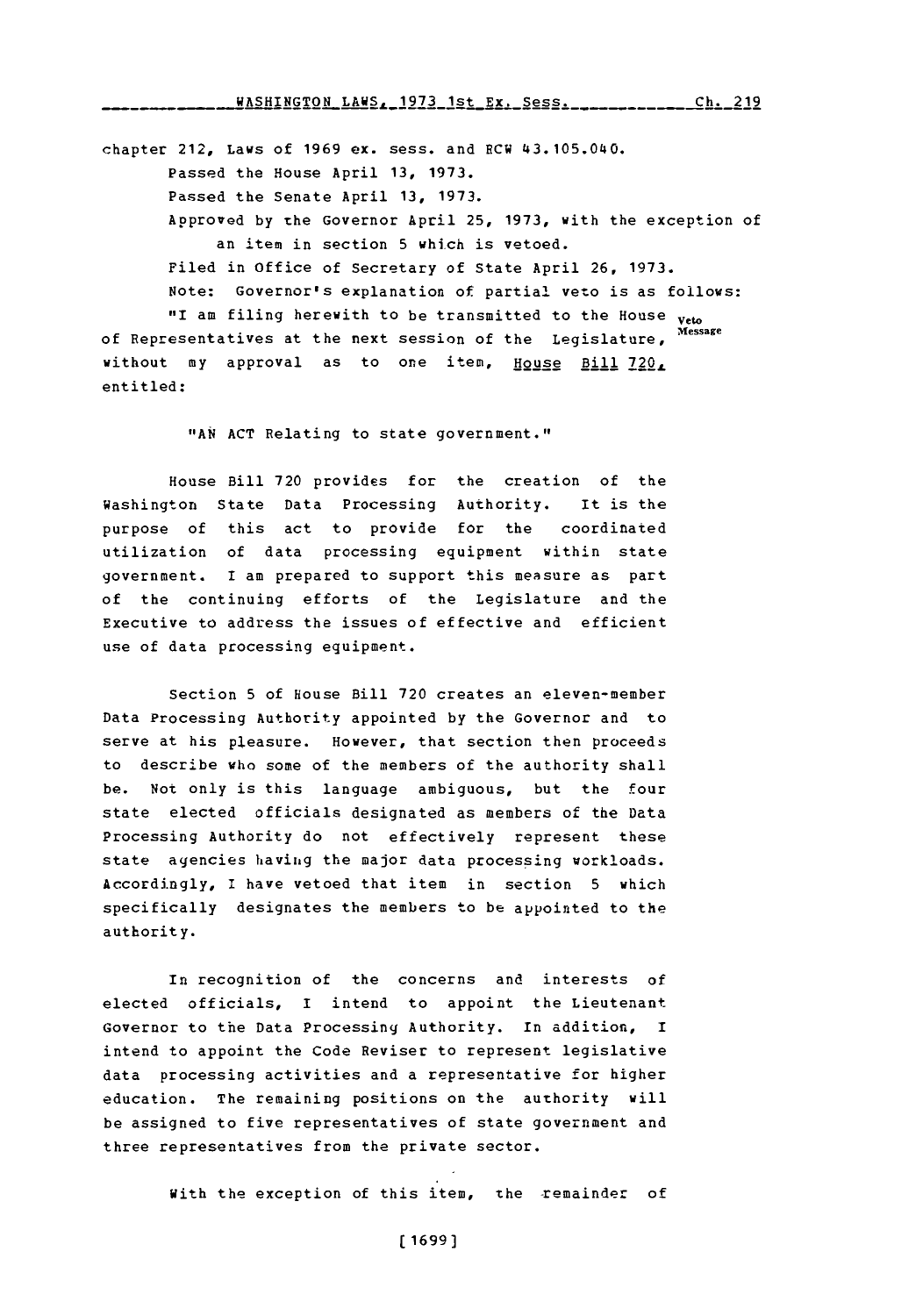chapter 212, Laws of 1969 ex. sess. and RCW 43.105.040.

Passed the House April 13, 1973.

Passed the Senate April 13, 1973.

Approved by the Governor April 25, 1973, with the exception of an item in section 5 which is vetoed.

Filed in Office of Secretary of State April 26, 1973.

Note: Governor's explanation of partial veto is as follows:

Veto Message

"I am filing herewith to be transmitted to the House of Representatives at the next session of the Legislature, without my approval as to one item, House Bill 720, entitled:

"AN ACT Relating to state government."

House Bill 720 provides for the creation of the Washington State Data Processing Authority. It is the purpose of this act to provide for the coordinated utilization of data processing equipment within state government. I am prepared to support this measure as part of the continuing efforts of the Legislature and the Executive to address the issues of effective and efficient use of data processing equipment.

Section 5 of House Bill 720 creates an eleven-member Data Processing Authority appointed by the Governor and to serve at his pleasure. However, that section then proceeds to describe who some of the members of the authority shall be. Not only is this language ambiguous, but the four state elected officials designated as members of the Data Processing Authority do not effectively represent these state agencies having the major data processing workloads. Accordingly, I have vetoed that item in section 5 which specifically designates the members to be appointed to the authority.

In recognition of the concerns and interests of elected officials, I intend to appoint the Lieutenant Governor to the Data Processing Authority. In addition, I intend to appoint the Code Reviser to represent legislative data processing activities and a representative for higher education. The remaining positions on the authority will be assigned to five representatives of state government and three representatives from the private sector.

With the exception of this item, the remainder of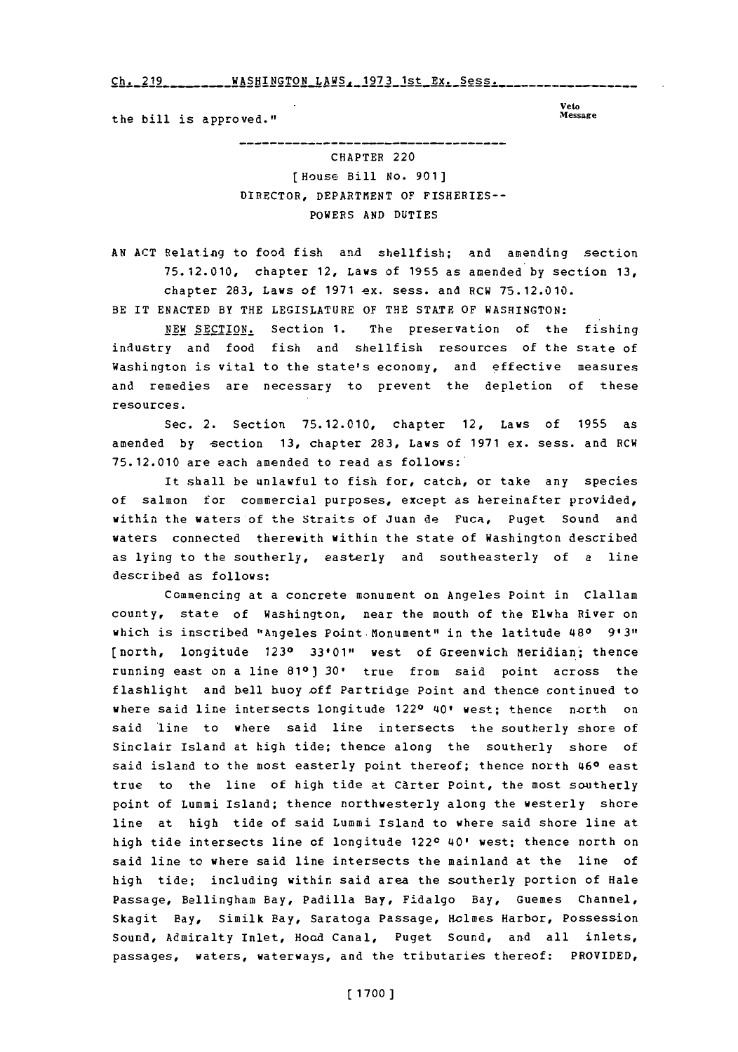the bill is approved."

Veto Message

---

CHAPTER 220

[House Bill No. 901]

DIRECTOR, DEPARTMENT OF FISHERIES--

POWERS AND DUTIES

AN ACT Relating to food fish and shellfish; and amending section 75.12.010, chapter 12, Laws of 1955 as amended by section 13, chapter 283, Laws of 1971 ex. sess. and RCW 75.12.010.

BE IT ENACTED BY THE LEGISLATURE OF THE STATE OF WASHINGTON:

NEW SECTION. Section 1. The preservation of the fishing industry and food fish and shellfish resources of the state of Washington is vital to the state's economy, and effective measures and remedies are necessary to prevent the depletion of these resources.

Sec. 2. Section 75.12.010, chapter 12, Laws of 1955 as amended by section 13, chapter 283, Laws of 1971 ex. sess. and RCW 75.12.010 are each amended to read as follows:

It shall be unlawful to fish for, catch, or take any species of salmon for commercial purposes, except as hereinafter provided, within the waters of the Straits of Juan de Fuca, Puget Sound and waters connected therewith within the state of Washington described as lying to the southerly, easterly and southeasterly of a line described as follows:

Commencing at a concrete monument on Angeles Point in Clallam county, state of Washington, near the mouth of the Elwha River on which is inscribed "Angeles Point Monument" in the latitude 48° 9'3" [north, longitude 123° 33'01" west of Greenwich Meridian; thence running east on a line 81°] 30' true from said point across the flashlight and bell buoy off Partridge Point and thence continued to where said line intersects longitude 122° 40' west; thence north on said line to where said line intersects the southerly shore of Sinclair Island at high tide; thence along the southerly shore of said island to the most easterly point thereof; thence north 46° east true to the line of high tide at Carter Point, the most southerly point of Lummi Island; thence northwesterly along the westerly shore line at high tide of said Lummi Island to where said shore line at high tide intersects line of longitude 122° 40' west; thence north on said line to where said line intersects the mainland at the line of high tide; including within said area the southerly portion of Hale Passage, Bellingham Bay, Padilla Bay, Fidalgo Bay, Guemes Channel, Skagit Bay, Similk Bay, Saratoga Passage, Holmes Harbor, Possession Sound, Admiralty Inlet, Hood Canal, Puget Sound, and all inlets, passages, waters, waterways, and the tributaries thereof: PROVIDED,